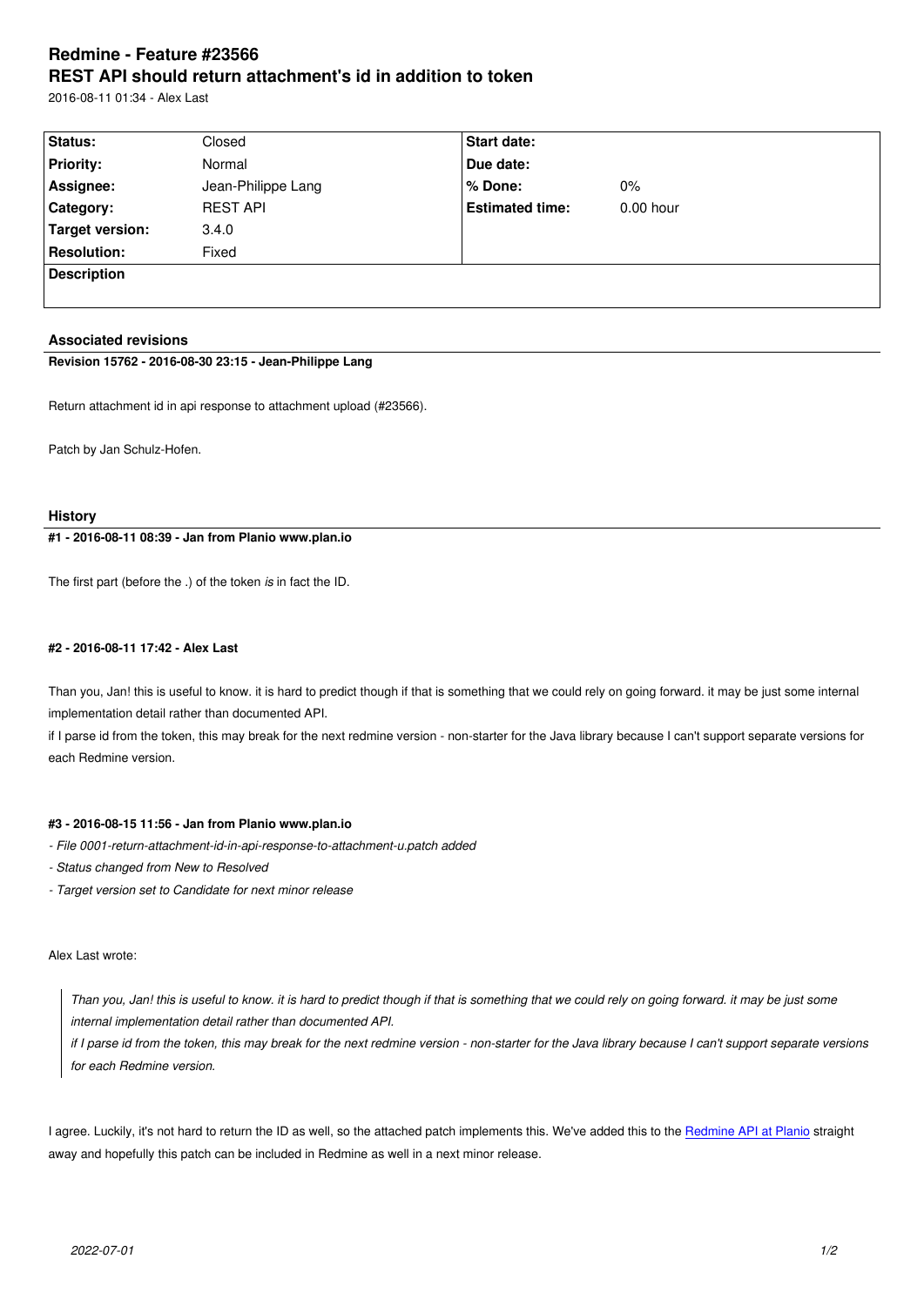# Redmine - Feature #23566
# REST API should return attachment's id in addition to token

2016-08-11 01:34 - Alex Last

| Status: | Closed | Start date: | |
|---|---|---|---|
| Priority: | Normal | Due date: | |
| Assignee: | Jean-Philippe Lang | % Done: | 0% |
| Category: | REST API | Estimated time: | 0.00 hour |
| Target version: | 3.4.0 | | |
| Resolution: | Fixed | | |

**Description**

### Associated revisions

**Revision 15762 - 2016-08-30 23:15 - Jean-Philippe Lang**

Return attachment id in api response to attachment upload (#23566).

Patch by Jan Schulz-Hofen.

### History

**#1 - 2016-08-11 08:39 - Jan from Planio www.plan.io**

The first part (before the .) of the token *is* in fact the ID.

**#2 - 2016-08-11 17:42 - Alex Last**

Than you, Jan! this is useful to know. it is hard to predict though if that is something that we could rely on going forward. it may be just some internal implementation detail rather than documented API.
if I parse id from the token, this may break for the next redmine version - non-starter for the Java library because I can't support separate versions for each Redmine version.

**#3 - 2016-08-15 11:56 - Jan from Planio www.plan.io**

- *File 0001-return-attachment-id-in-api-response-to-attachment-u.patch added*
- *Status changed from New to Resolved*
- *Target version set to Candidate for next minor release*

Alex Last wrote:

> *Than you, Jan! this is useful to know. it is hard to predict though if that is something that we could rely on going forward. it may be just some internal implementation detail rather than documented API.*
> *if I parse id from the token, this may break for the next redmine version - non-starter for the Java library because I can't support separate versions for each Redmine version.*

I agree. Luckily, it's not hard to return the ID as well, so the attached patch implements this. We've added this to the Redmine API at Planio straight away and hopefully this patch can be included in Redmine as well in a next minor release.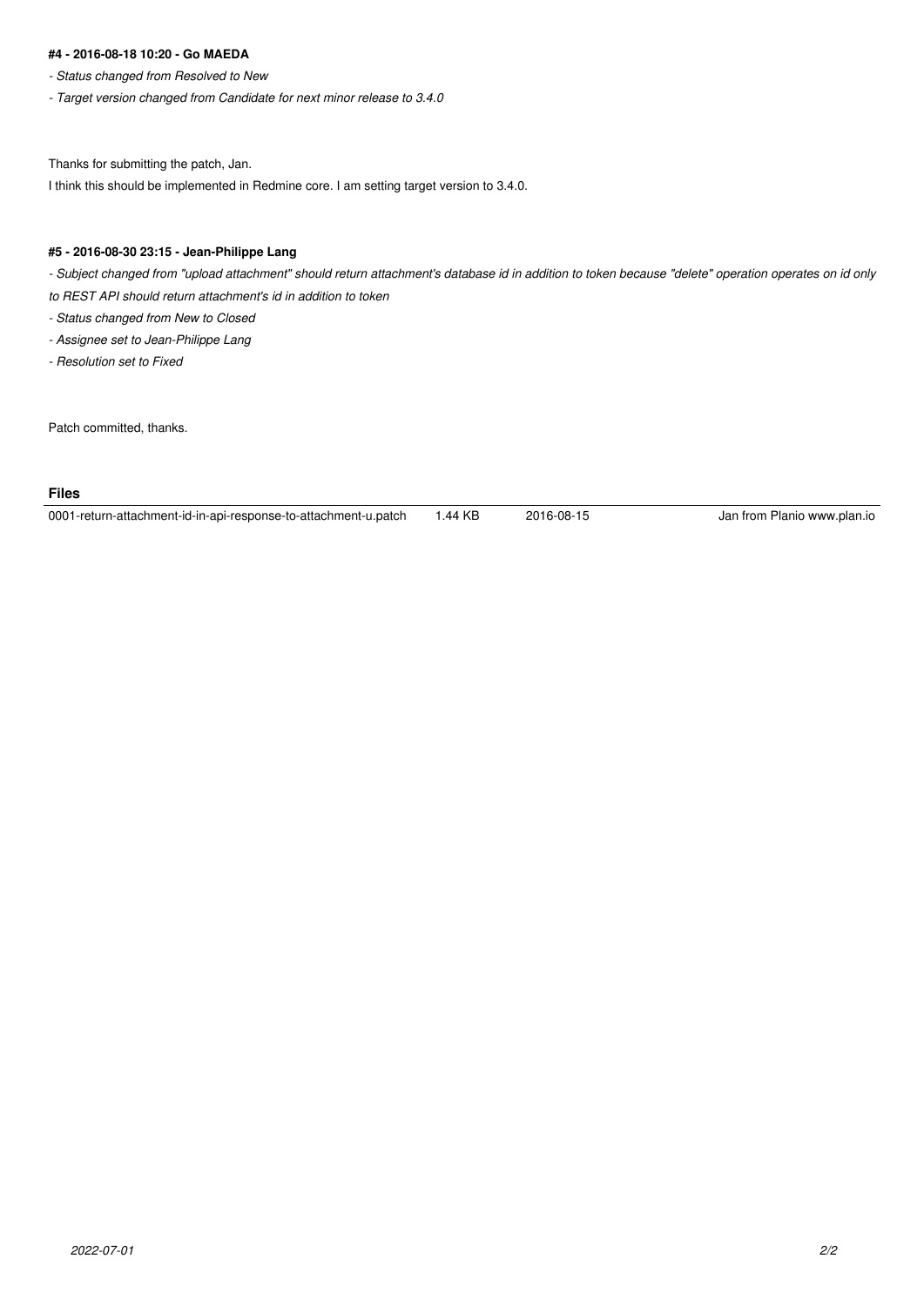#### #4 - 2016-08-18 10:20 - Go MAEDA

- *Status changed from Resolved to New*
- *Target version changed from Candidate for next minor release to 3.4.0*

Thanks for submitting the patch, Jan.

I think this should be implemented in Redmine core. I am setting target version to 3.4.0.

#### #5 - 2016-08-30 23:15 - Jean-Philippe Lang

- *Subject changed from "upload attachment" should return attachment's database id in addition to token because "delete" operation operates on id only to REST API should return attachment's id in addition to token*
- *Status changed from New to Closed*
- *Assignee set to Jean-Philippe Lang*
- *Resolution set to Fixed*

Patch committed, thanks.

#### Files

| | | | |
|---|---|---|---|
| 0001-return-attachment-id-in-api-response-to-attachment-u.patch | 1.44 KB | 2016-08-15 | Jan from Planio www.plan.io |